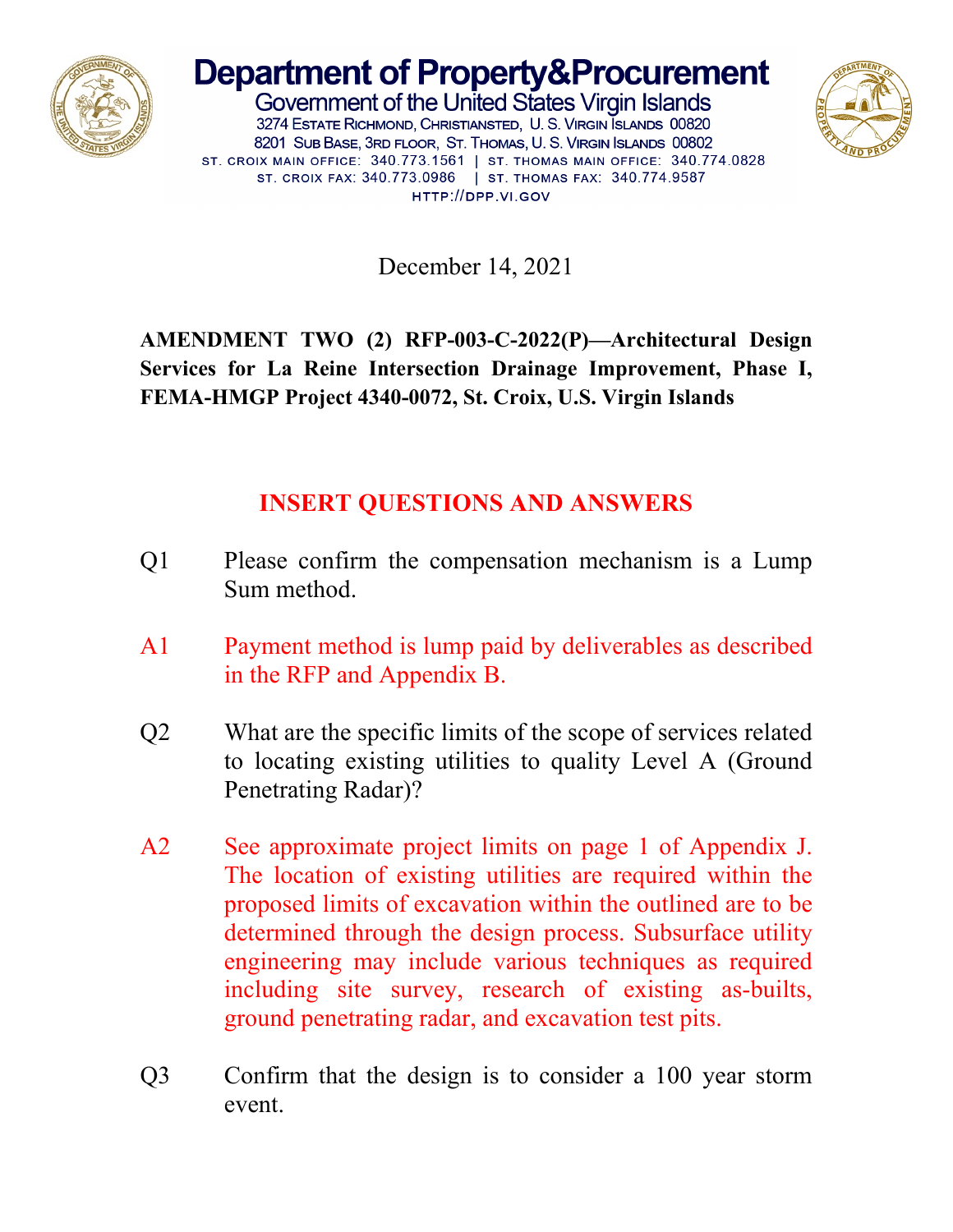# Department of Property&Procurement

Government of the United States Virgin Islands

3274 Estate Richmond, Christiansted, U. S. Virgin Islands 00820
8201 Sub Base, 3rd floor, St. Thomas, U. S. Virgin Islands 00802
ST. CROIX MAIN OFFICE: 340.773.1561 | ST. THOMAS MAIN OFFICE: 340.774.0828
ST. CROIX FAX: 340.773.0986 | ST. THOMAS FAX: 340.774.9587
HTTP://DPP.VI.GOV

December 14, 2021

**AMENDMENT TWO (2) RFP-003-C-2022(P)—Architectural Design Services for La Reine Intersection Drainage Improvement, Phase I, FEMA-HMGP Project 4340-0072, St. Croix, U.S. Virgin Islands**

## INSERT QUESTIONS AND ANSWERS

Q1 Please confirm the compensation mechanism is a Lump Sum method.

A1 Payment method is lump paid by deliverables as described in the RFP and Appendix B.

Q2 What are the specific limits of the scope of services related to locating existing utilities to quality Level A (Ground Penetrating Radar)?

A2 See approximate project limits on page 1 of Appendix J. The location of existing utilities are required within the proposed limits of excavation within the outlined are to be determined through the design process. Subsurface utility engineering may include various techniques as required including site survey, research of existing as-builts, ground penetrating radar, and excavation test pits.

Q3 Confirm that the design is to consider a 100 year storm event.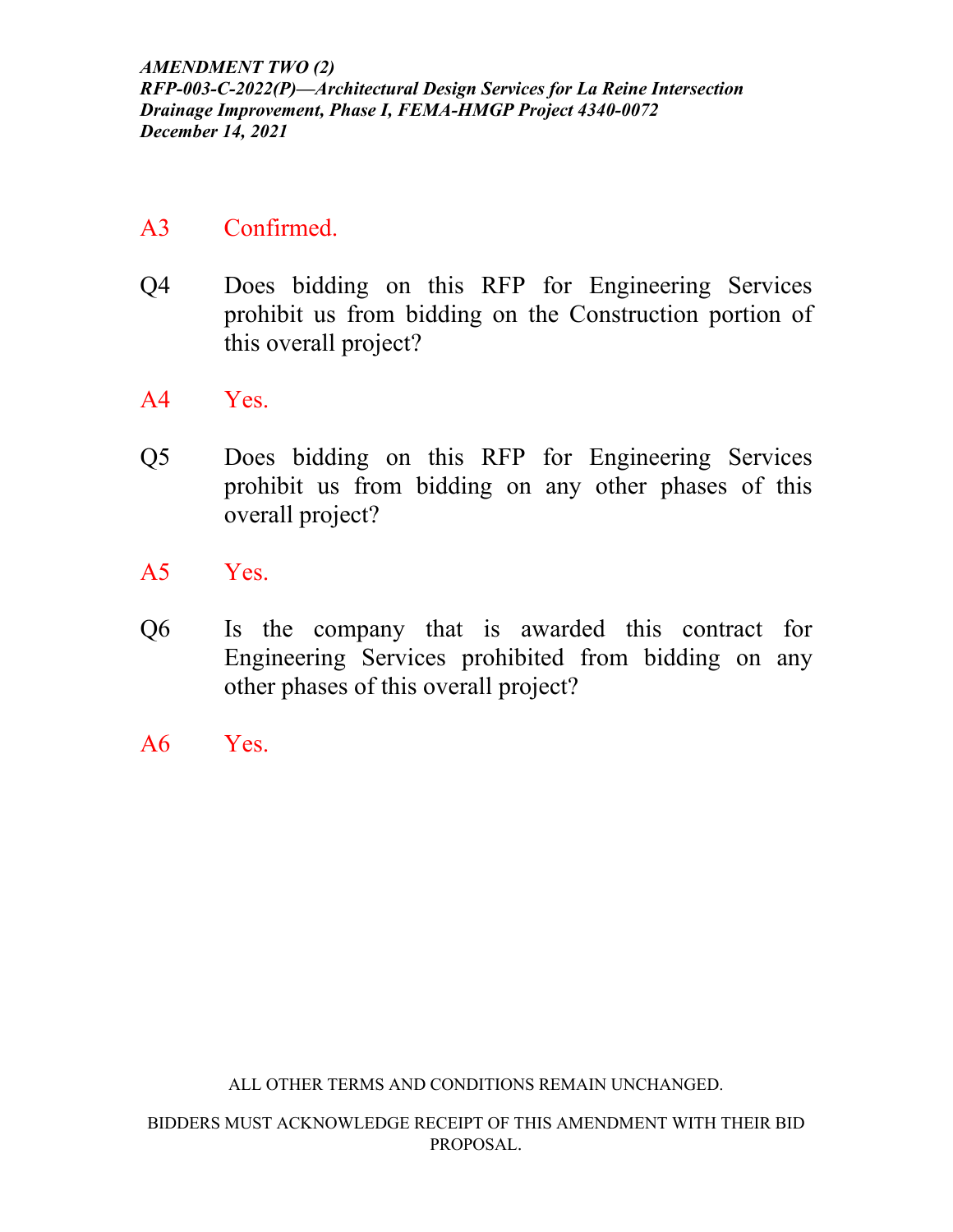A3 Confirmed.

Q4 Does bidding on this RFP for Engineering Services prohibit us from bidding on the Construction portion of this overall project?

A4 Yes.

Q5 Does bidding on this RFP for Engineering Services prohibit us from bidding on any other phases of this overall project?

A5 Yes.

Q6 Is the company that is awarded this contract for Engineering Services prohibited from bidding on any other phases of this overall project?

A6 Yes.

ALL OTHER TERMS AND CONDITIONS REMAIN UNCHANGED.

BIDDERS MUST ACKNOWLEDGE RECEIPT OF THIS AMENDMENT WITH THEIR BID PROPOSAL.